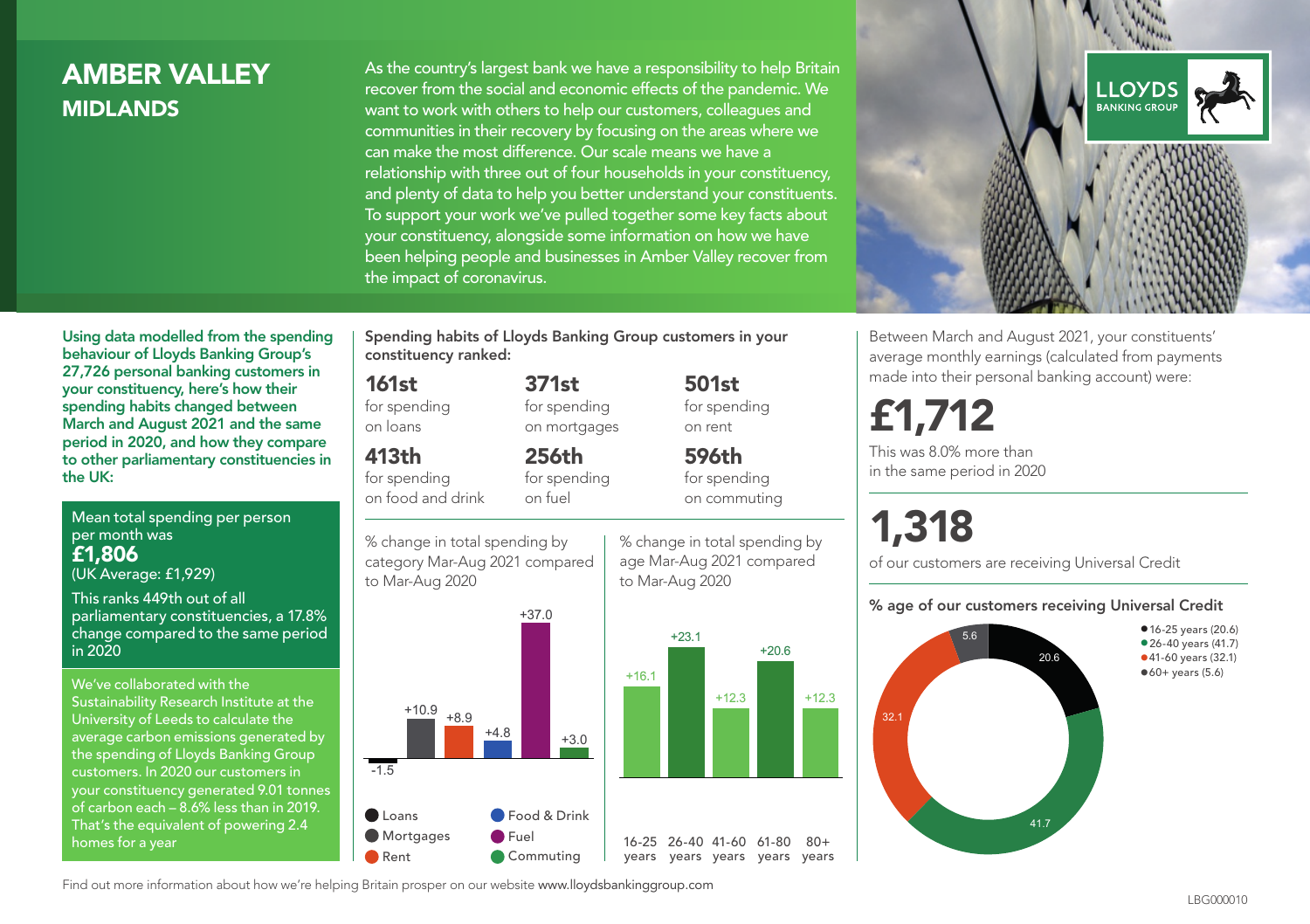# AMBER VALLEY
## MIDLANDS

As the country's largest bank we have a responsibility to help Britain recover from the social and economic effects of the pandemic. We want to work with others to help our customers, colleagues and communities in their recovery by focusing on the areas where we can make the most difference. Our scale means we have a relationship with three out of four households in your constituency, and plenty of data to help you better understand your constituents. To support your work we've pulled together some key facts about your constituency, alongside some information on how we have been helping people and businesses in Amber Valley recover from the impact of coronavirus.

LLOYDS BANKING GROUP

**Using data modelled from the spending behaviour of Lloyds Banking Group's 27,726 personal banking customers in your constituency, here's how their spending habits changed between March and August 2021 and the same period in 2020, and how they compare to other parliamentary constituencies in the UK:**

Mean total spending per person per month was
**£1,806**
(UK Average: £1,929)

This ranks 449th out of all parliamentary constituencies, a 17.8% change compared to the same period in 2020

We've collaborated with the Sustainability Research Institute at the University of Leeds to calculate the average carbon emissions generated by the spending of Lloyds Banking Group customers. In 2020 our customers in your constituency generated 9.01 tonnes of carbon each – 8.6% less than in 2019. That's the equivalent of powering 2.4 homes for a year

**Spending habits of Lloyds Banking Group customers in your constituency ranked:**

**161st** for spending on loans

**371st** for spending on mortgages

**501st** for spending on rent

**413th** for spending on food and drink

**256th** for spending on fuel

**596th** for spending on commuting

% change in total spending by category Mar-Aug 2021 compared to Mar-Aug 2020

-1.5
+10.9
+8.9
+4.8
+37.0
+3.0

Loans
Mortgages
Rent
Food & Drink
Fuel
Commuting

% change in total spending by age Mar-Aug 2021 compared to Mar-Aug 2020

+16.1
+23.1
+12.3
+20.6
+12.3

16-25 years
26-40 years
41-60 years
61-80 years
80+ years

Between March and August 2021, your constituents' average monthly earnings (calculated from payments made into their personal banking account) were:

**£1,712**

This was 8.0% more than in the same period in 2020

**1,318**

of our customers are receiving Universal Credit

**% age of our customers receiving Universal Credit**

16-25 years (20.6)
26-40 years (41.7)
41-60 years (32.1)
60+ years (5.6)

5.6
20.6
41.7
32.1

Find out more information about how we're helping Britain prosper on our website www.lloydsbankinggroup.com

LBG000010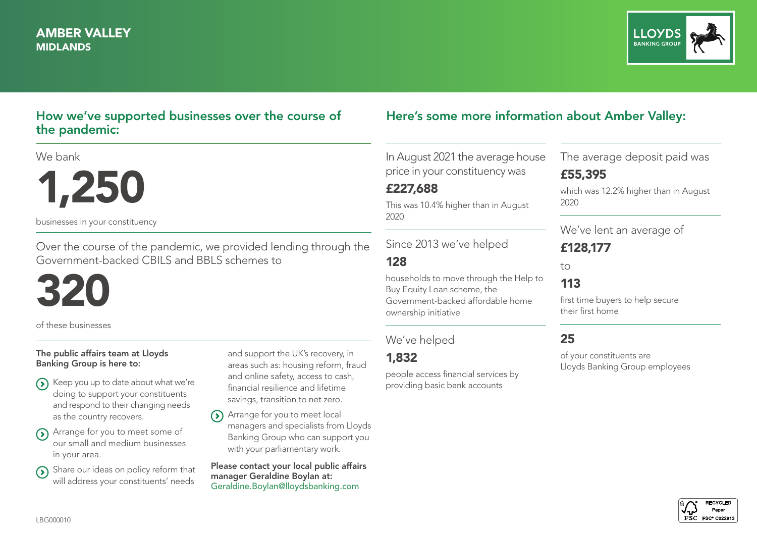# AMBER VALLEY
## MIDLANDS

LLOYDS BANKING GROUP

## How we've supported businesses over the course of the pandemic:

We bank

**1,250**

businesses in your constituency

Over the course of the pandemic, we provided lending through the Government-backed CBILS and BBLS schemes to

**320**

of these businesses

**The public affairs team at Lloyds Banking Group is here to:**

- Keep you up to date about what we're doing to support your constituents and respond to their changing needs as the country recovers.
- Arrange for you to meet some of our small and medium businesses in your area.
- Share our ideas on policy reform that will address your constituents' needs and support the UK's recovery, in areas such as: housing reform, fraud and online safety, access to cash, financial resilience and lifetime savings, transition to net zero.
- Arrange for you to meet local managers and specialists from Lloyds Banking Group who can support you with your parliamentary work.

**Please contact your local public affairs manager Geraldine Boylan at:**
Geraldine.Boylan@lloydsbanking.com

## Here's some more information about Amber Valley:

In August 2021 the average house price in your constituency was

**£227,688**

This was 10.4% higher than in August 2020

Since 2013 we've helped

**128**

households to move through the Help to Buy Equity Loan scheme, the Government-backed affordable home ownership initiative

We've helped

**1,832**

people access financial services by providing basic bank accounts

The average deposit paid was

**£55,395**

which was 12.2% higher than in August 2020

We've lent an average of

**£128,177**

to

**113**

first time buyers to help secure their first home

**25**

of your constituents are Lloyds Banking Group employees

LBG000010

RECYCLED Paper FSC® C022913